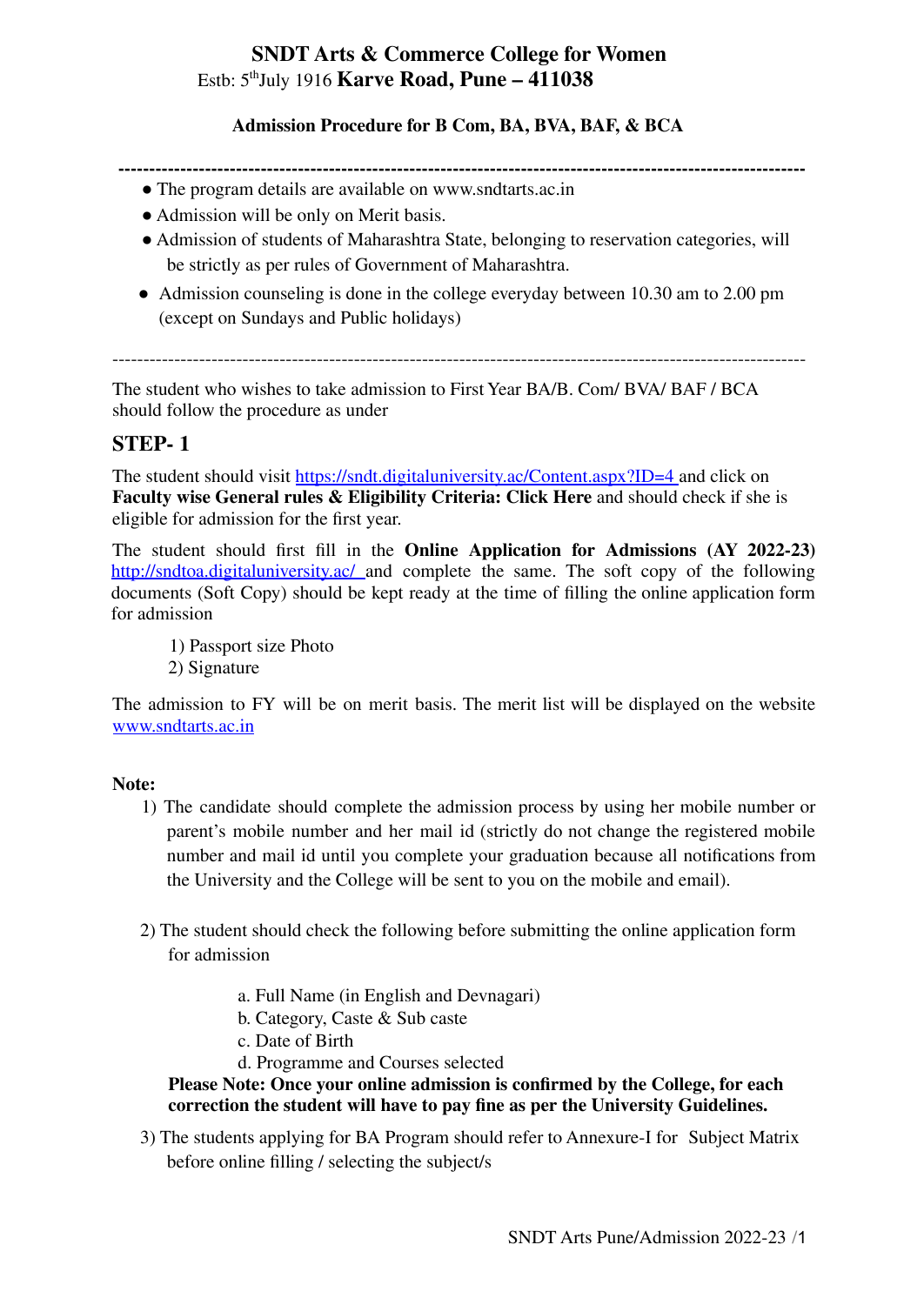# SNDT Arts & Commerce College for Women

Estb: 5th July 1916 **Karve Road, Pune – 411038**

### Admission Procedure for B Com, BA, BVA, BAF, & BCA

---

- The program details are available on www.sndtarts.ac.in
- Admission will be only on Merit basis.
- Admission of students of Maharashtra State, belonging to reservation categories, will be strictly as per rules of Government of Maharashtra.
- Admission counseling is done in the college everyday between 10.30 am to 2.00 pm (except on Sundays and Public holidays)

---

The student who wishes to take admission to First Year BA/B. Com/ BVA/ BAF / BCA should follow the procedure as under

## STEP- 1

The student should visit https://sndt.digitaluniversity.ac/Content.aspx?ID=4 and click on **Faculty wise General rules & Eligibility Criteria: Click Here** and should check if she is eligible for admission for the first year.

The student should first fill in the **Online Application for Admissions (AY 2022-23)** http://sndtoa.digitaluniversity.ac/ and complete the same. The soft copy of the following documents (Soft Copy) should be kept ready at the time of filling the online application form for admission

1) Passport size Photo
2) Signature

The admission to FY will be on merit basis. The merit list will be displayed on the website www.sndtarts.ac.in

**Note:**

1) The candidate should complete the admission process by using her mobile number or parent's mobile number and her mail id (strictly do not change the registered mobile number and mail id until you complete your graduation because all notifications from the University and the College will be sent to you on the mobile and email).

2) The student should check the following before submitting the online application form for admission

   a. Full Name (in English and Devnagari)
   b. Category, Caste & Sub caste
   c. Date of Birth
   d. Programme and Courses selected

   **Please Note: Once your online admission is confirmed by the College, for each correction the student will have to pay fine as per the University Guidelines.**

3) The students applying for BA Program should refer to Annexure-I for Subject Matrix before online filling / selecting the subject/s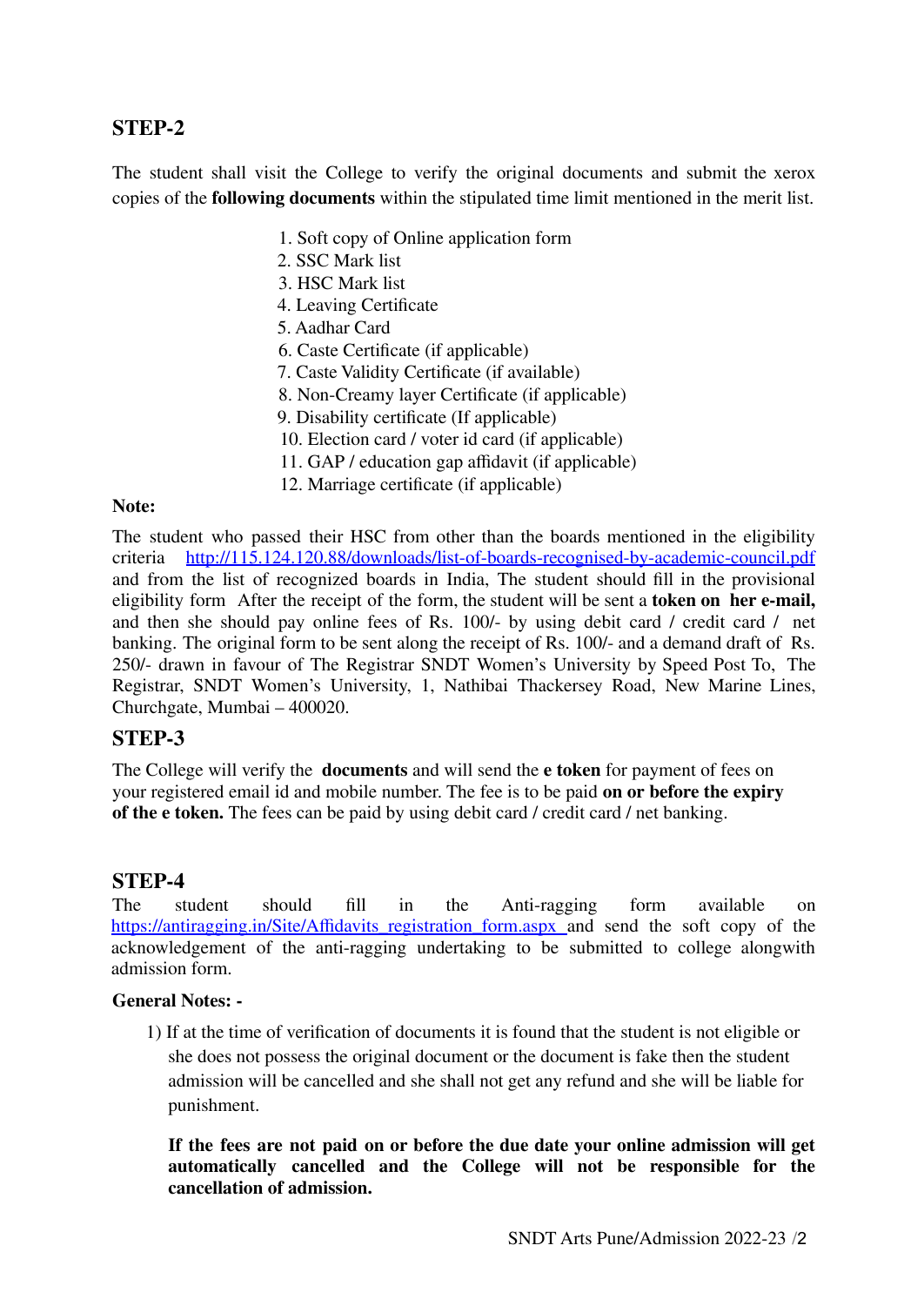## STEP-2

The student shall visit the College to verify the original documents and submit the xerox copies of the **following documents** within the stipulated time limit mentioned in the merit list.

1. Soft copy of Online application form
2. SSC Mark list
3. HSC Mark list
4. Leaving Certificate
5. Aadhar Card
6. Caste Certificate (if applicable)
7. Caste Validity Certificate (if available)
8. Non-Creamy layer Certificate (if applicable)
9. Disability certificate (If applicable)
10. Election card / voter id card (if applicable)
11. GAP / education gap affidavit (if applicable)
12. Marriage certificate (if applicable)

**Note:**

The student who passed their HSC from other than the boards mentioned in the eligibility criteria http://115.124.120.88/downloads/list-of-boards-recognised-by-academic-council.pdf and from the list of recognized boards in India, The student should fill in the provisional eligibility form After the receipt of the form, the student will be sent a **token on her e-mail,** and then she should pay online fees of Rs. 100/- by using debit card / credit card / net banking. The original form to be sent along the receipt of Rs. 100/- and a demand draft of Rs. 250/- drawn in favour of The Registrar SNDT Women's University by Speed Post To, The Registrar, SNDT Women's University, 1, Nathibai Thackersey Road, New Marine Lines, Churchgate, Mumbai – 400020.

## STEP-3

The College will verify the **documents** and will send the **e token** for payment of fees on your registered email id and mobile number. The fee is to be paid **on or before the expiry of the e token.** The fees can be paid by using debit card / credit card / net banking.

## STEP-4

The student should fill in the Anti-ragging form available on https://antiragging.in/Site/Affidavits_registration_form.aspx and send the soft copy of the acknowledgement of the anti-ragging undertaking to be submitted to college alongwith admission form.

**General Notes: -**

1) If at the time of verification of documents it is found that the student is not eligible or she does not possess the original document or the document is fake then the student admission will be cancelled and she shall not get any refund and she will be liable for punishment.

   **If the fees are not paid on or before the due date your online admission will get automatically cancelled and the College will not be responsible for the cancellation of admission.**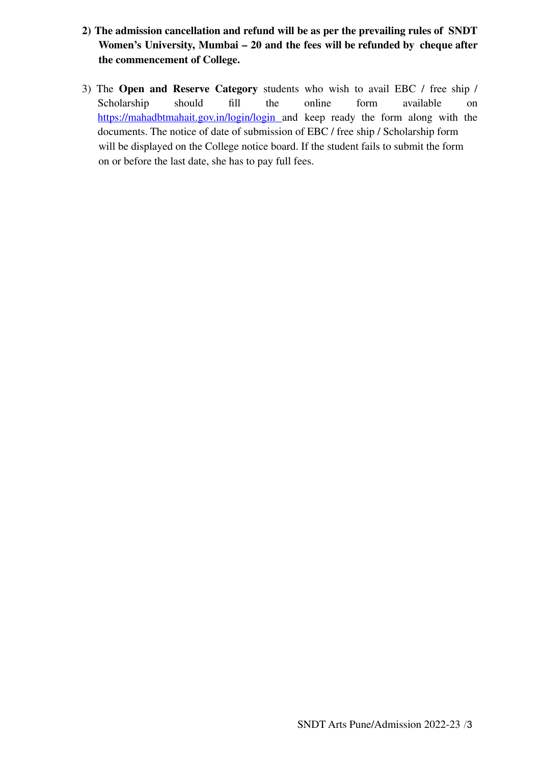**2) The admission cancellation and refund will be as per the prevailing rules of SNDT Women's University, Mumbai – 20 and the fees will be refunded by cheque after the commencement of College.**

3) The **Open and Reserve Category** students who wish to avail EBC / free ship / Scholarship should fill the online form available on https://mahadbtmahait.gov.in/login/login and keep ready the form along with the documents. The notice of date of submission of EBC / free ship / Scholarship form will be displayed on the College notice board. If the student fails to submit the form on or before the last date, she has to pay full fees.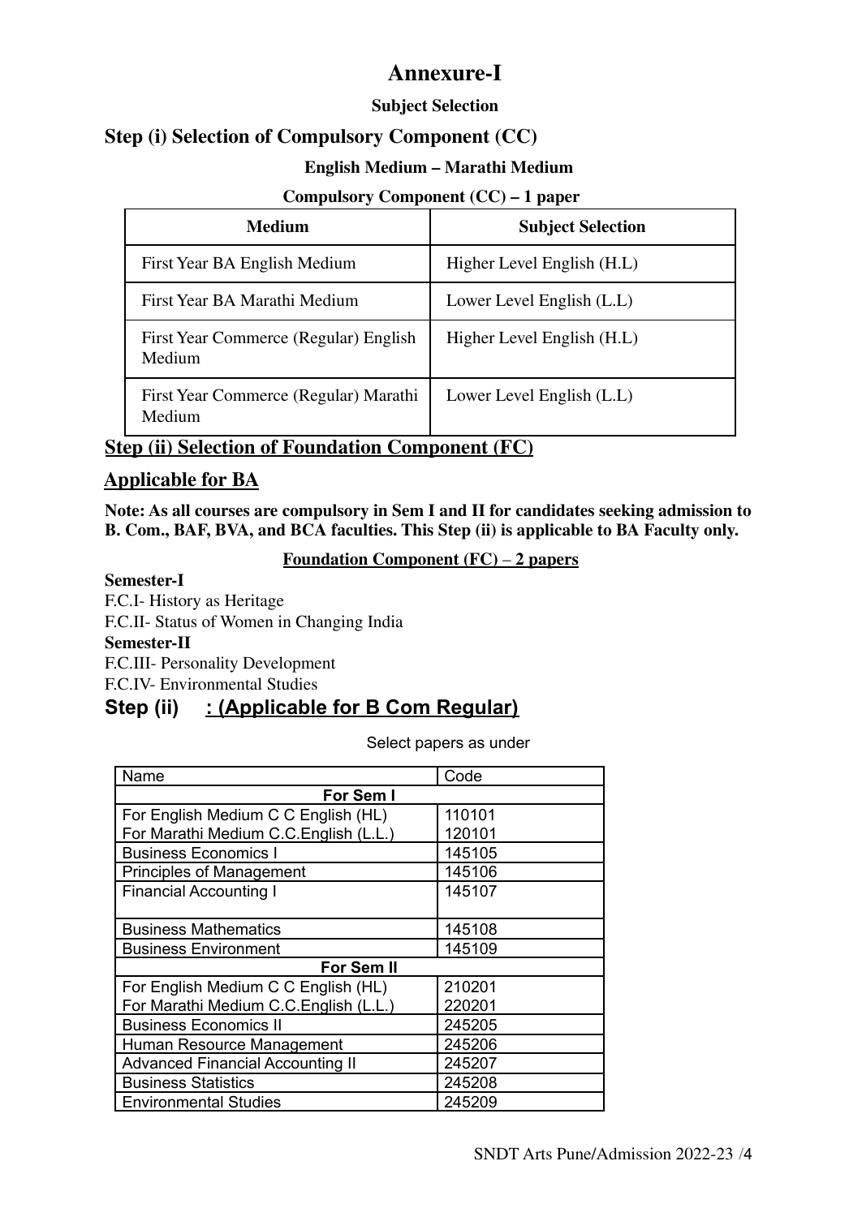# Annexure-I

**Subject Selection**

## Step (i) Selection of Compulsory Component (CC)

**English Medium – Marathi Medium**

**Compulsory Component (CC) – 1 paper**

| Medium | Subject Selection |
|---|---|
| First Year BA English Medium | Higher Level English (H.L) |
| First Year BA Marathi Medium | Lower Level English (L.L) |
| First Year Commerce (Regular) English Medium | Higher Level English (H.L) |
| First Year Commerce (Regular) Marathi Medium | Lower Level English (L.L) |

## Step (ii) Selection of Foundation Component (FC)

## Applicable for BA

**Note: As all courses are compulsory in Sem I and II for candidates seeking admission to B. Com., BAF, BVA, and BCA faculties. This Step (ii) is applicable to BA Faculty only.**

**Foundation Component (FC) – 2 papers**

**Semester-I**

F.C.I- History as Heritage
F.C.II- Status of Women in Changing India

**Semester-II**

F.C.III- Personality Development
F.C.IV- Environmental Studies

## Step (ii) : (Applicable for B Com Regular)

Select papers as under

| Name | Code |
|---|---|
| **For Sem I** | |
| For English Medium C C English (HL)<br>For Marathi Medium C.C.English (L.L.) | 110101<br>120101 |
| Business Economics I | 145105 |
| Principles of Management | 145106 |
| Financial Accounting I | 145107 |
| Business Mathematics | 145108 |
| Business Environment | 145109 |
| **For Sem II** | |
| For English Medium C C English (HL)<br>For Marathi Medium C.C.English (L.L.) | 210201<br>220201 |
| Business Economics II | 245205 |
| Human Resource Management | 245206 |
| Advanced Financial Accounting II | 245207 |
| Business Statistics | 245208 |
| Environmental Studies | 245209 |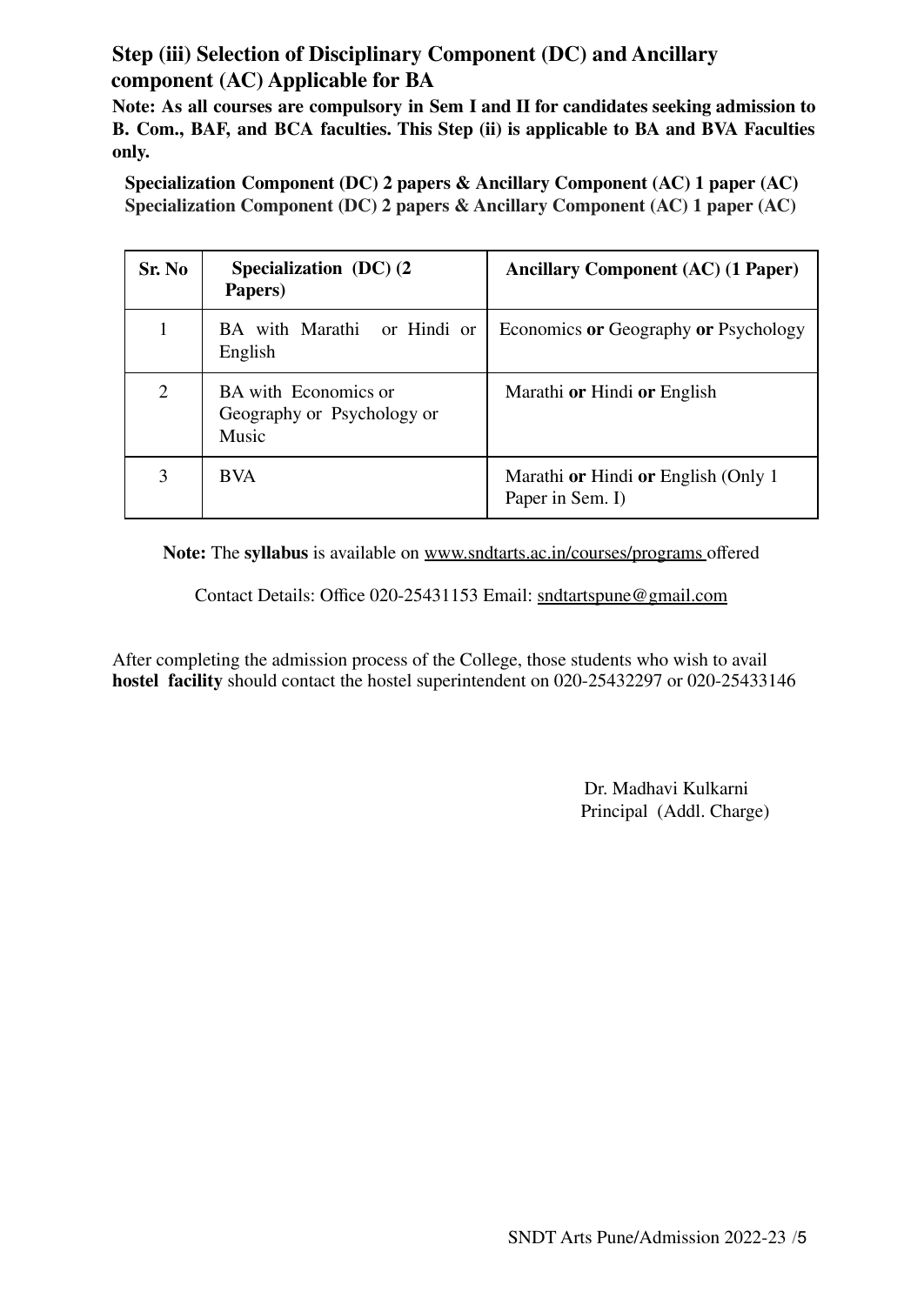## Step (iii) Selection of Disciplinary Component (DC) and Ancillary component (AC) Applicable for BA

**Note: As all courses are compulsory in Sem I and II for candidates seeking admission to B. Com., BAF, and BCA faculties. This Step (ii) is applicable to BA and BVA Faculties only.**

**Specialization Component (DC) 2 papers & Ancillary Component (AC) 1 paper (AC)**
**Specialization Component (DC) 2 papers & Ancillary Component (AC) 1 paper (AC)**

| Sr. No | Specialization (DC) (2 Papers) | Ancillary Component (AC) (1 Paper) |
|---|---|---|
| 1 | BA with Marathi or Hindi or English | Economics **or** Geography **or** Psychology |
| 2 | BA with Economics or Geography or Psychology or Music | Marathi **or** Hindi **or** English |
| 3 | BVA | Marathi **or** Hindi **or** English (Only 1 Paper in Sem. I) |

**Note:** The **syllabus** is available on www.sndtarts.ac.in/courses/programs offered

Contact Details: Office 020-25431153 Email: sndtartspune@gmail.com

After completing the admission process of the College, those students who wish to avail **hostel facility** should contact the hostel superintendent on 020-25432297 or 020-25433146

Dr. Madhavi Kulkarni
Principal (Addl. Charge)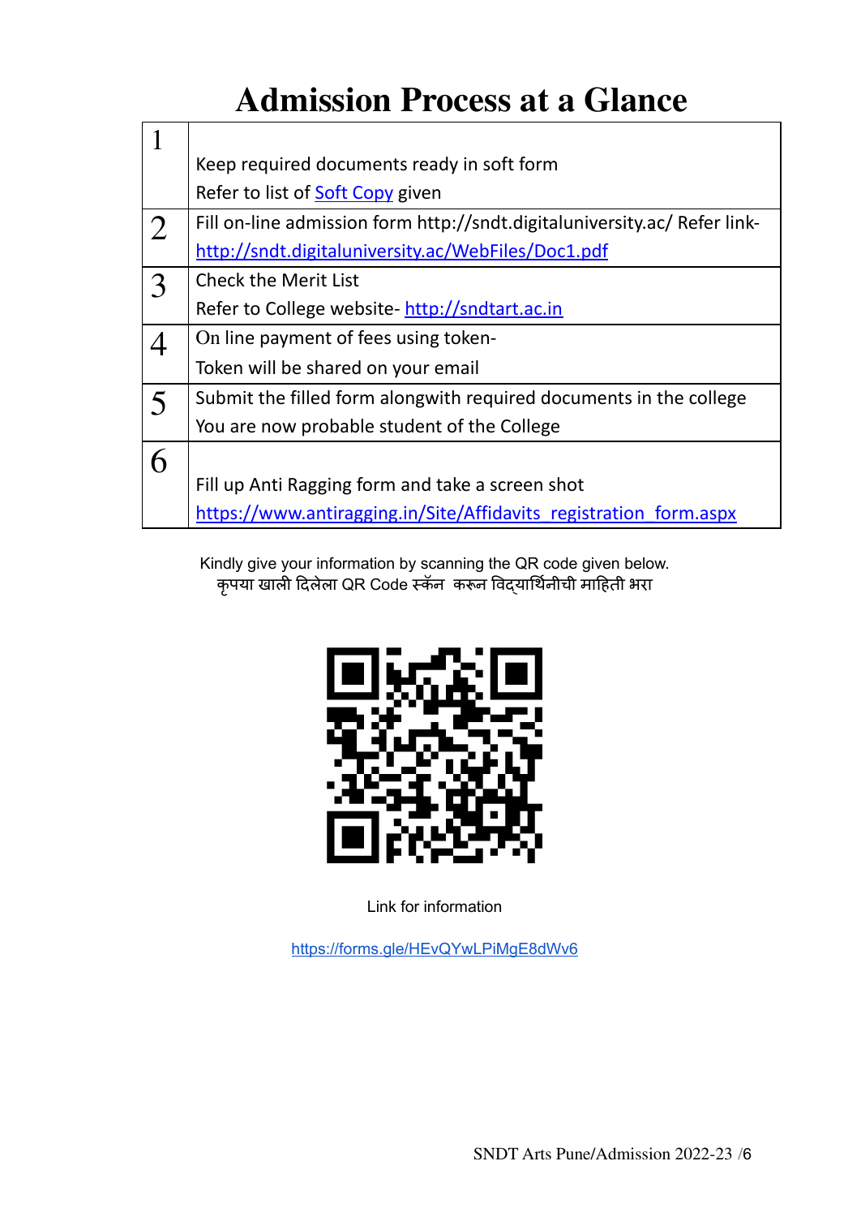# Admission Process at a Glance

| | |
|---|---|
| 1 | Keep required documents ready in soft form<br>Refer to list of Soft Copy given |
| 2 | Fill on-line admission form http://sndt.digitaluniversity.ac/ Refer link- http://sndt.digitaluniversity.ac/WebFiles/Doc1.pdf |
| 3 | Check the Merit List<br>Refer to College website- http://sndtart.ac.in |
| 4 | On line payment of fees using token-<br>Token will be shared on your email |
| 5 | Submit the filled form alongwith required documents in the college<br>You are now probable student of the College |
| 6 | Fill up Anti Ragging form and take a screen shot<br>https://www.antiragging.in/Site/Affidavits_registration_form.aspx |

Kindly give your information by scanning the QR code given below.
कृपया खाली दिलेला QR Code स्कॅन करून विद्यार्थिनीची माहिती भरा

Link for information

https://forms.gle/HEvQYwLPiMgE8dWv6